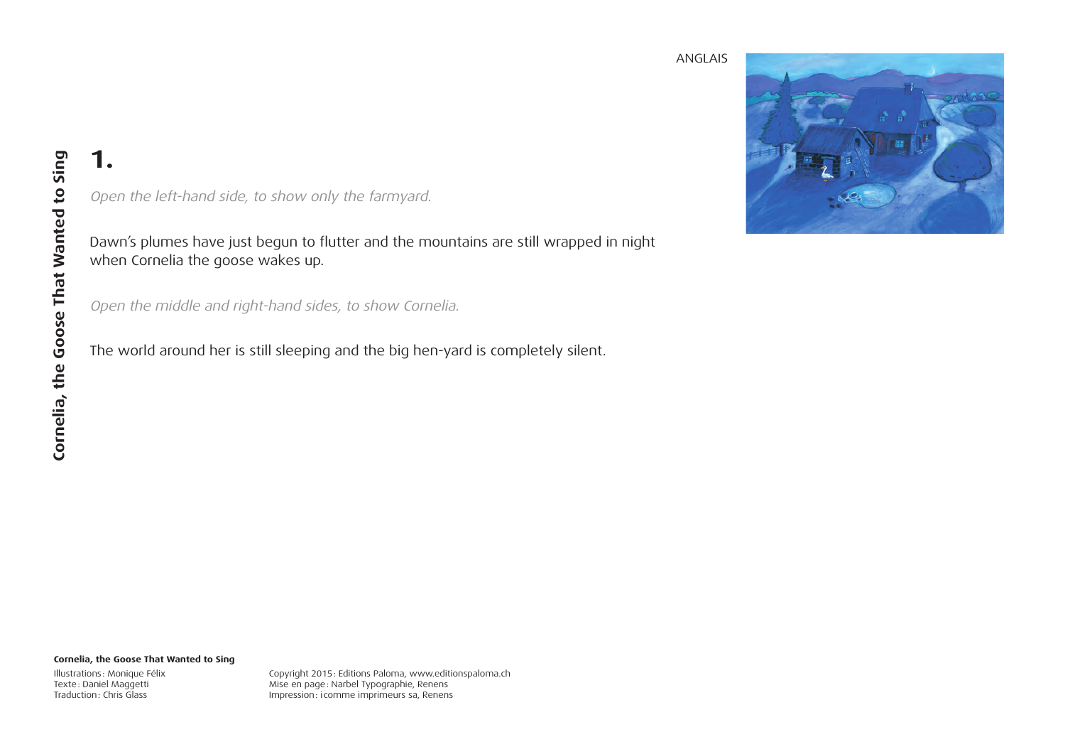ANGLAIS

# Cornelia, the Goose That Wanted to Sing

## 1.

*Open the left-hand side, to show only the farmyard.*

Dawn's plumes have just begun to flutter and the mountains are still wrapped in night when Cornelia the goose wakes up.

*Open the middle and right-hand sides, to show Cornelia.*

The world around her is still sleeping and the big hen-yard is completely silent.

**Cornelia, the Goose That Wanted to Sing**

Illustrations: Monique Félix
Texte: Daniel Maggetti
Traduction: Chris Glass

Copyright 2015: Editions Paloma, www.editionspaloma.ch
Mise en page: Narbel Typographie, Renens
Impression: icomme imprimeurs sa, Renens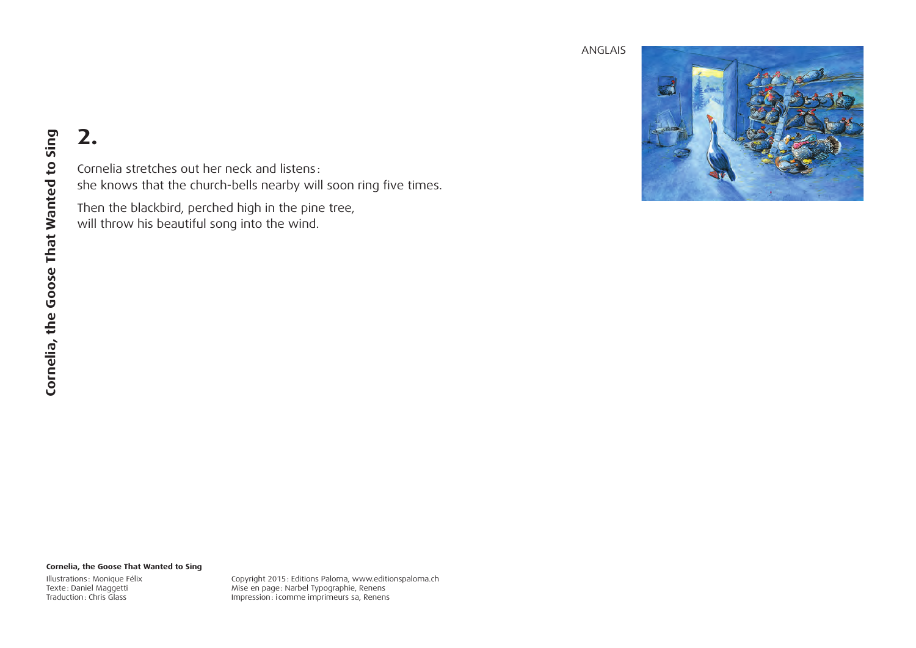## 2.

Cornelia stretches out her neck and listens:
she knows that the church-bells nearby will soon ring five times.

Then the blackbird, perched high in the pine tree,
will throw his beautiful song into the wind.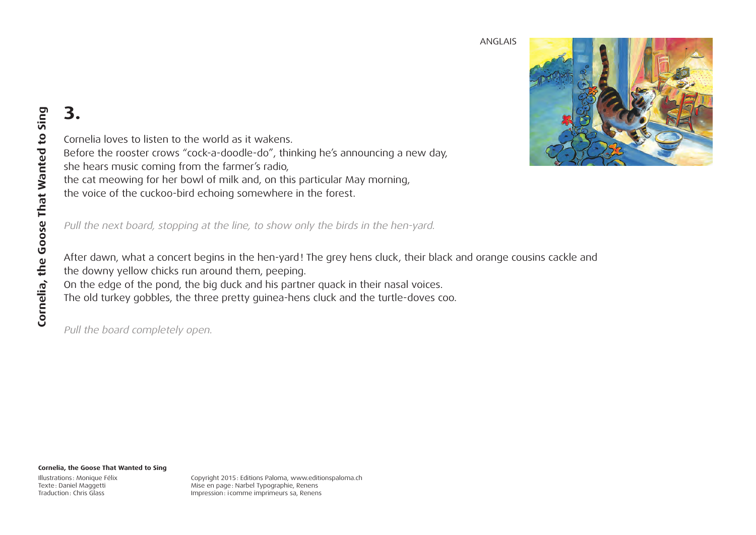# 3.

Cornelia loves to listen to the world as it wakens.
Before the rooster crows "cock-a-doodle-do", thinking he's announcing a new day,
she hears music coming from the farmer's radio,
the cat meowing for her bowl of milk and, on this particular May morning,
the voice of the cuckoo-bird echoing somewhere in the forest.

*Pull the next board, stopping at the line, to show only the birds in the hen-yard.*

After dawn, what a concert begins in the hen-yard! The grey hens cluck, their black and orange cousins cackle and the downy yellow chicks run around them, peeping.
On the edge of the pond, the big duck and his partner quack in their nasal voices.
The old turkey gobbles, the three pretty guinea-hens cluck and the turtle-doves coo.

*Pull the board completely open.*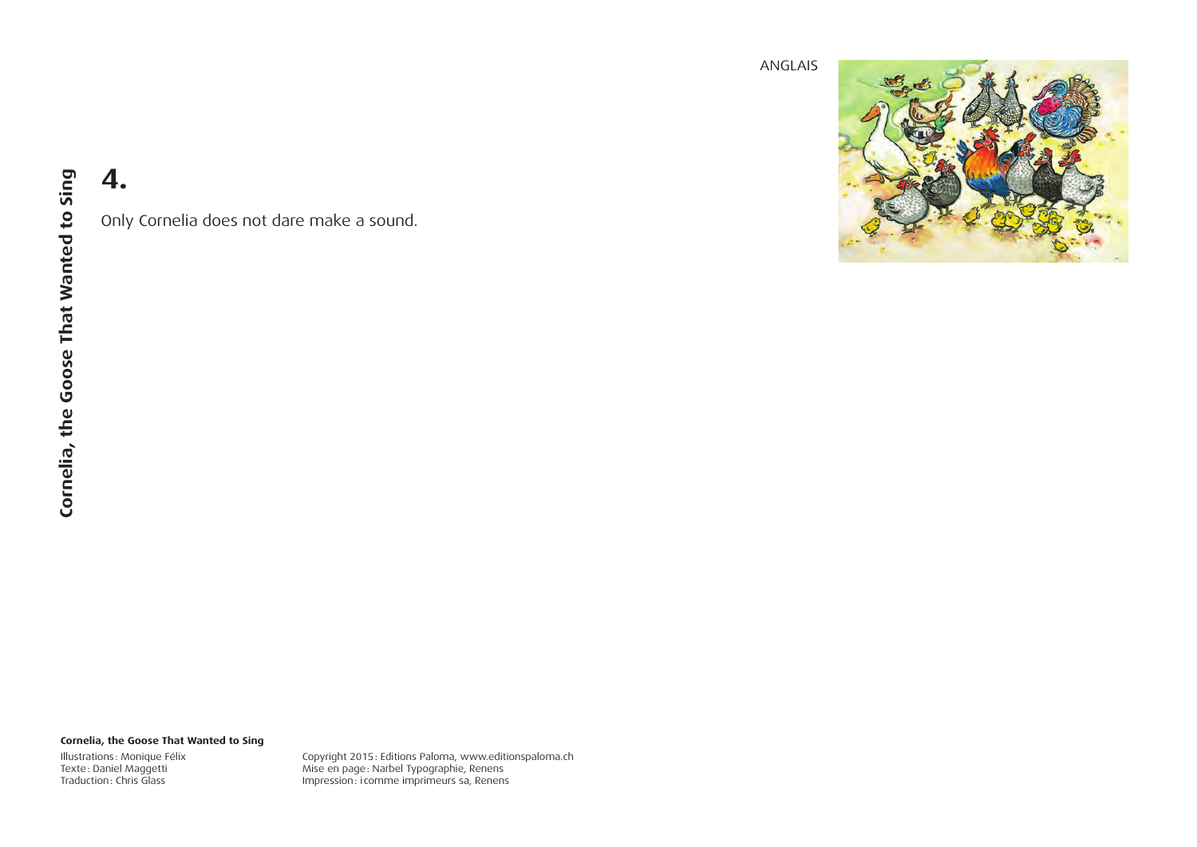## 4.

Only Cornelia does not dare make a sound.

**Cornelia, the Goose That Wanted to Sing**

Illustrations: Monique Félix
Texte: Daniel Maggetti
Traduction: Chris Glass

Copyright 2015: Editions Paloma, www.editionspaloma.ch
Mise en page: Narbel Typographie, Renens
Impression: icomme imprimeurs sa, Renens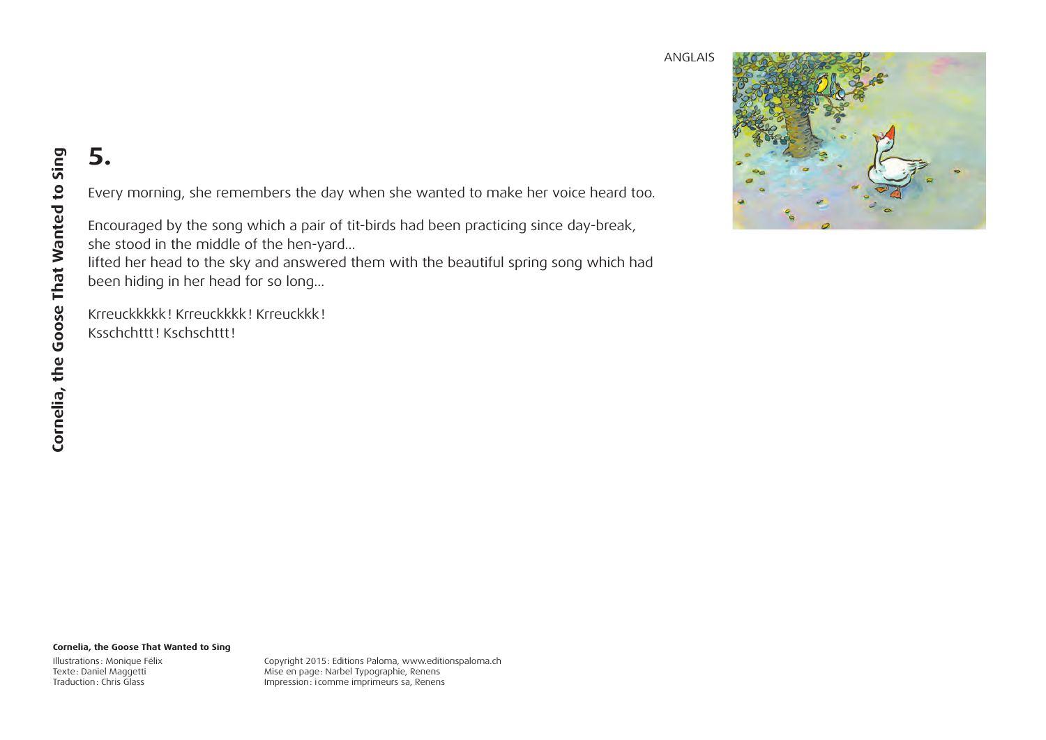# 5.

Every morning, she remembers the day when she wanted to make her voice heard too.

Encouraged by the song which a pair of tit-birds had been practicing since day-break, she stood in the middle of the hen-yard…
lifted her head to the sky and answered them with the beautiful spring song which had been hiding in her head for so long…

Krreuckkkkk ! Krreuckkkk ! Krreuckkk !
Ksschchttt ! Kschschttt !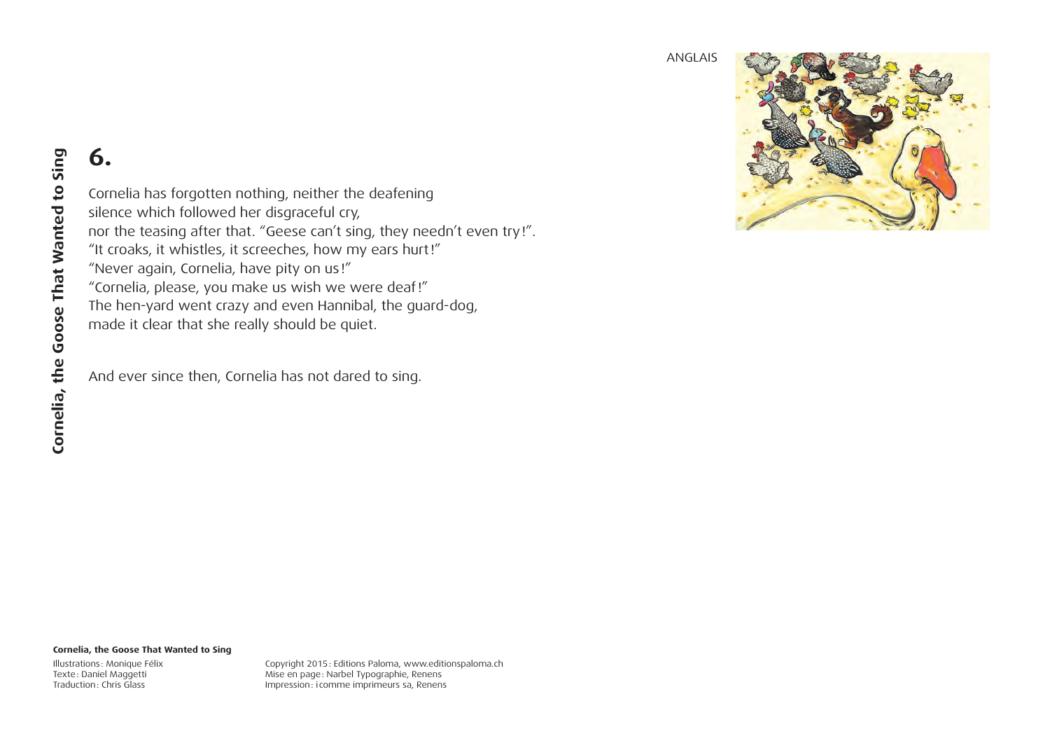## 6.

Cornelia has forgotten nothing, neither the deafening
silence which followed her disgraceful cry,
nor the teasing after that. "Geese can't sing, they needn't even try!".
"It croaks, it whistles, it screeches, how my ears hurt!"
"Never again, Cornelia, have pity on us!"
"Cornelia, please, you make us wish we were deaf!"
The hen-yard went crazy and even Hannibal, the guard-dog,
made it clear that she really should be quiet.

And ever since then, Cornelia has not dared to sing.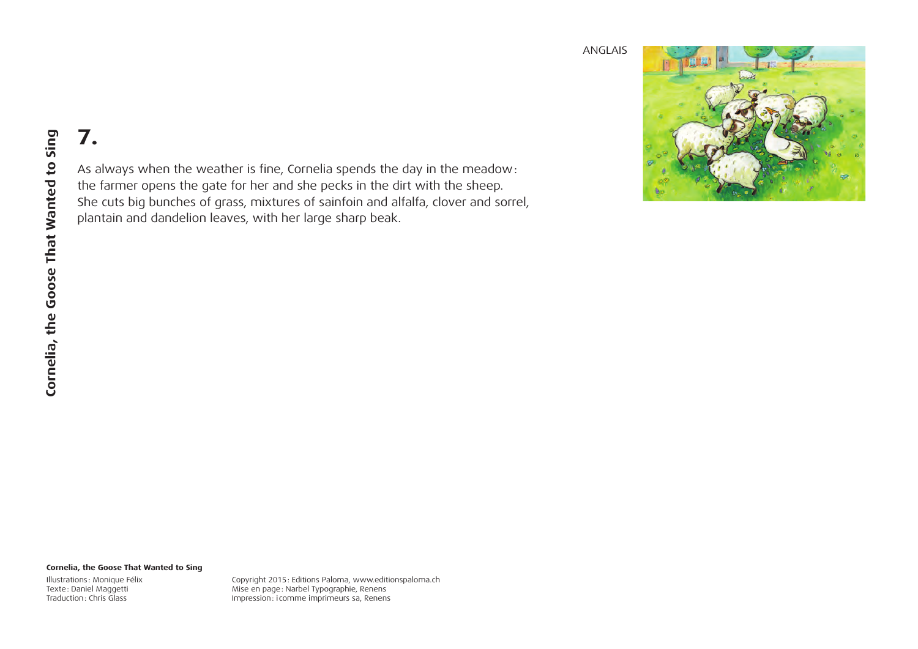# 7.

As always when the weather is fine, Cornelia spends the day in the meadow: the farmer opens the gate for her and she pecks in the dirt with the sheep. She cuts big bunches of grass, mixtures of sainfoin and alfalfa, clover and sorrel, plantain and dandelion leaves, with her large sharp beak.

**Cornelia, the Goose That Wanted to Sing**

Illustrations: Monique Félix
Texte: Daniel Maggetti
Traduction: Chris Glass

Copyright 2015: Editions Paloma, www.editionspaloma.ch
Mise en page: Narbel Typographie, Renens
Impression: icomme imprimeurs sa, Renens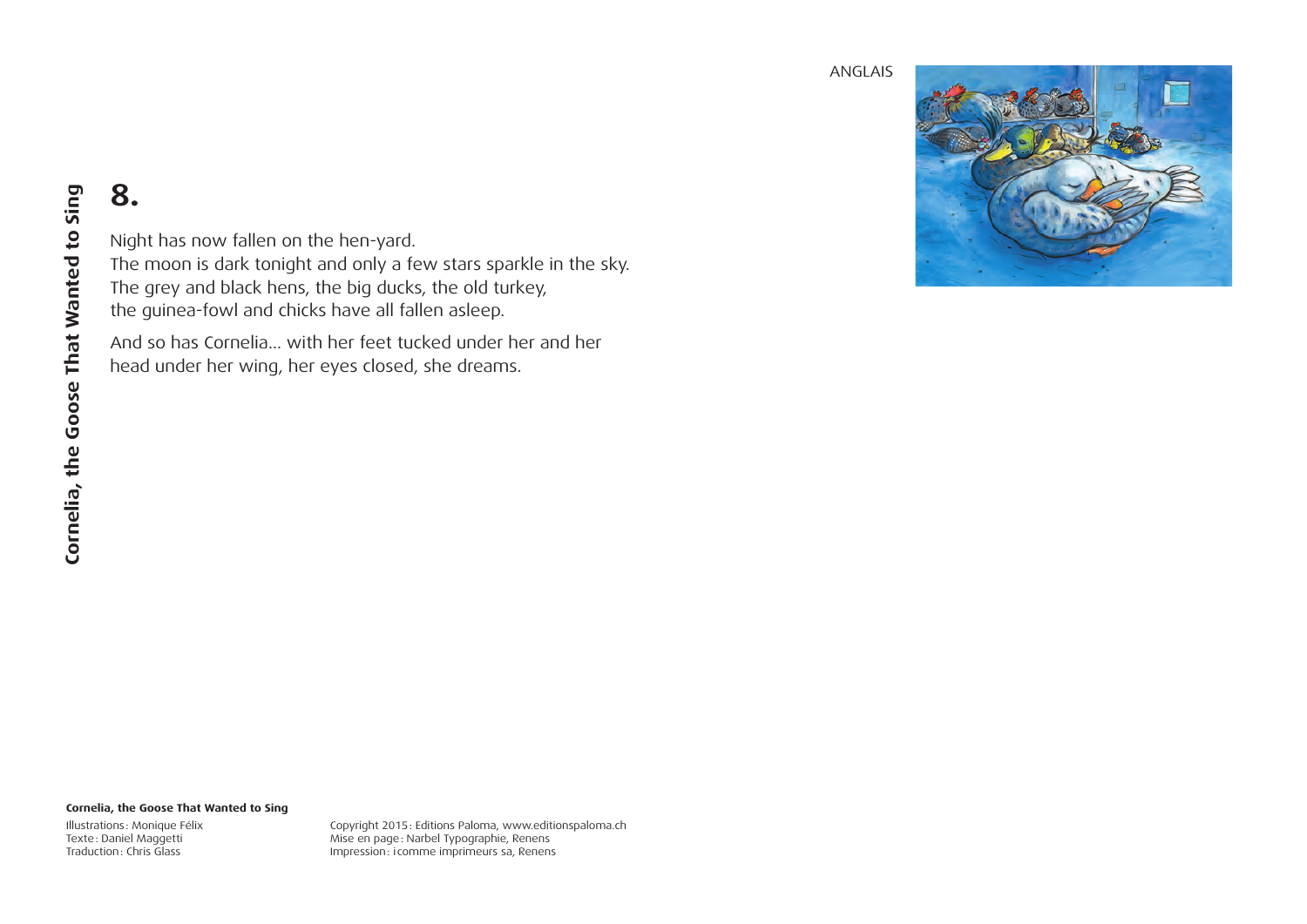## 8.

Night has now fallen on the hen-yard.
The moon is dark tonight and only a few stars sparkle in the sky.
The grey and black hens, the big ducks, the old turkey,
the guinea-fowl and chicks have all fallen asleep.

And so has Cornelia… with her feet tucked under her and her
head under her wing, her eyes closed, she dreams.

**Cornelia, the Goose That Wanted to Sing**

Illustrations : Monique Félix
Texte : Daniel Maggetti
Traduction : Chris Glass

Copyright 2015 : Editions Paloma, www.editionspaloma.ch
Mise en page : Narbel Typographie, Renens
Impression : icomme imprimeurs sa, Renens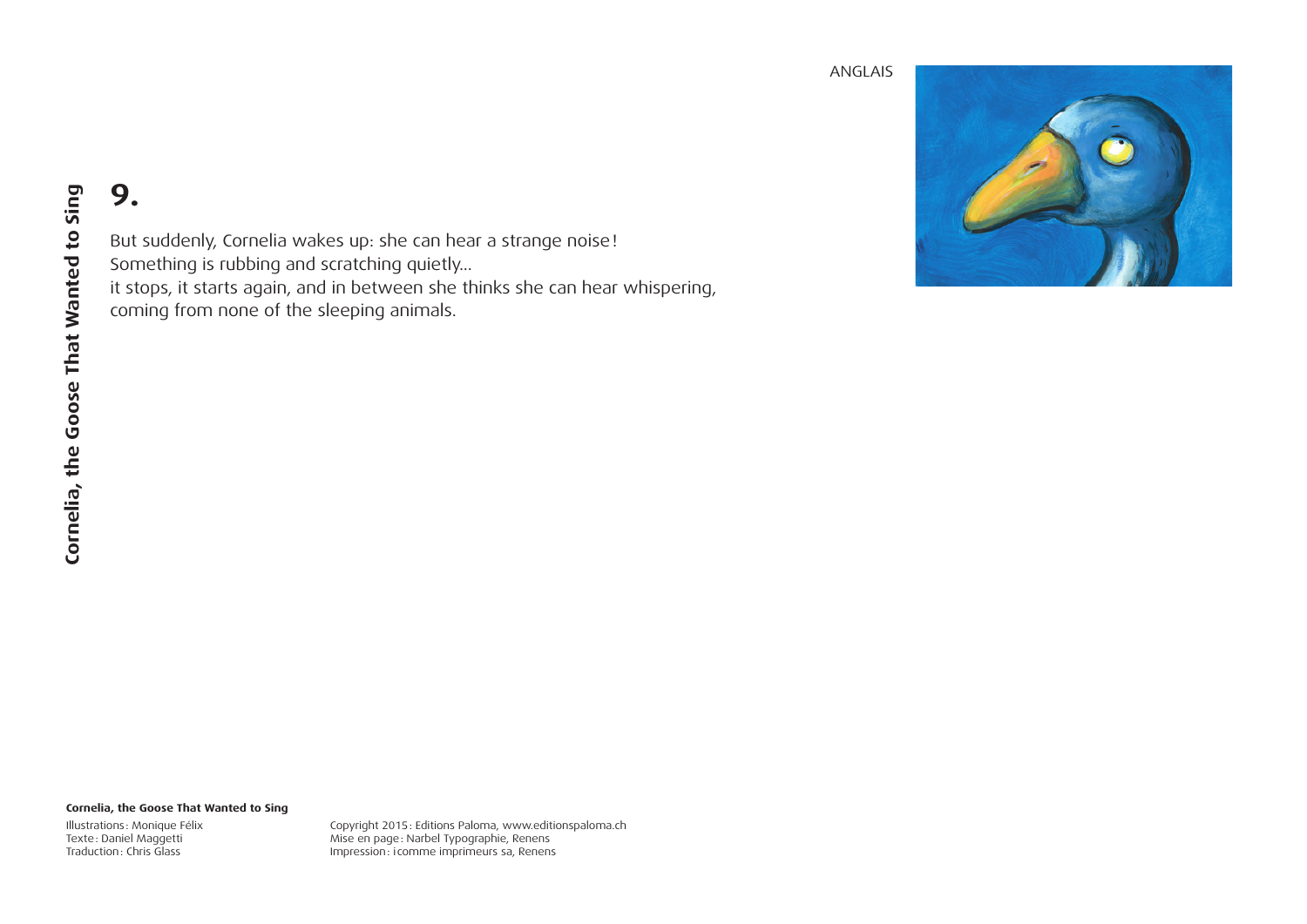# 9.

But suddenly, Cornelia wakes up: she can hear a strange noise!
Something is rubbing and scratching quietly…
it stops, it starts again, and in between she thinks she can hear whispering,
coming from none of the sleeping animals.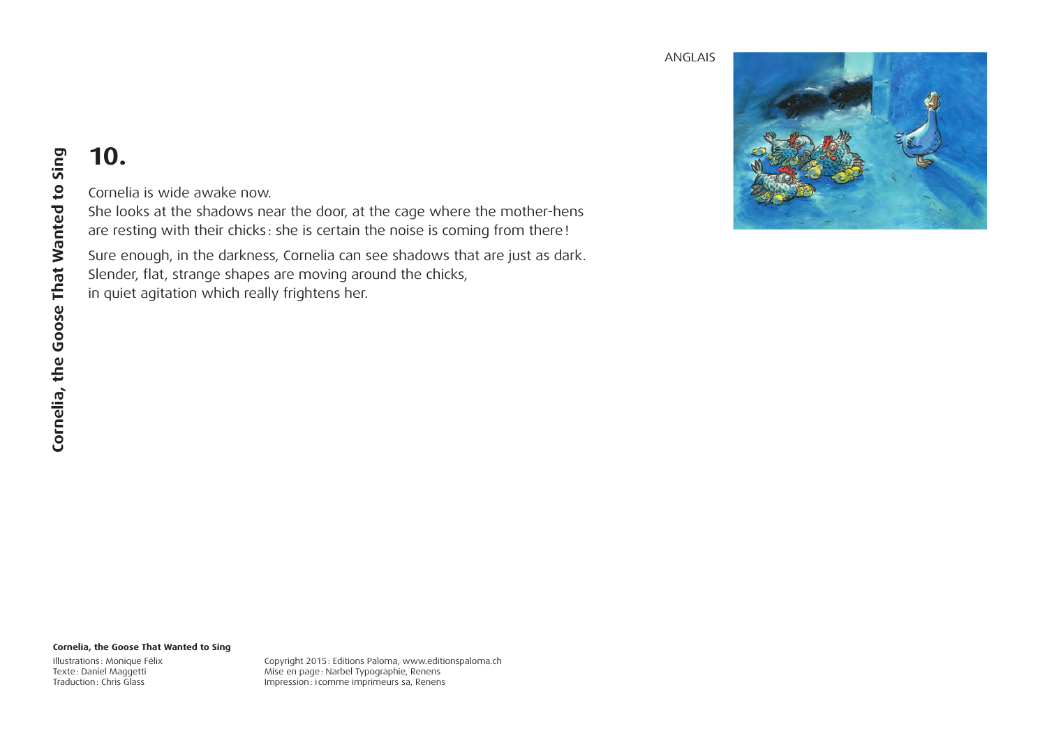# 10.

Cornelia is wide awake now.
She looks at the shadows near the door, at the cage where the mother-hens are resting with their chicks : she is certain the noise is coming from there !

Sure enough, in the darkness, Cornelia can see shadows that are just as dark.
Slender, flat, strange shapes are moving around the chicks,
in quiet agitation which really frightens her.

**Cornelia, the Goose That Wanted to Sing**

Illustrations : Monique Félix
Texte : Daniel Maggetti
Traduction : Chris Glass

Copyright 2015 : Editions Paloma, www.editionspaloma.ch
Mise en page : Narbel Typographie, Renens
Impression : icomme imprimeurs sa, Renens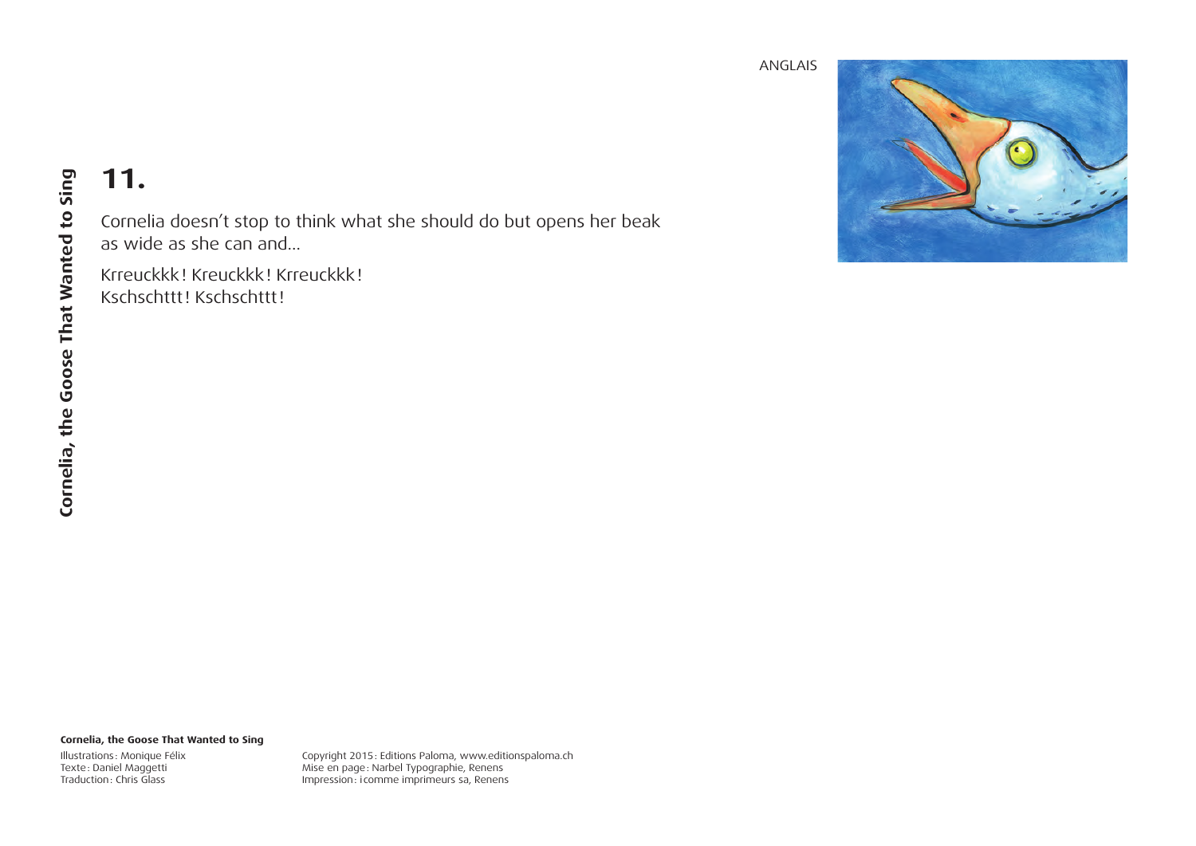# 11.

Cornelia doesn't stop to think what she should do but opens her beak as wide as she can and…

Krreuckkk! Kreuckkk! Krreuckkk!
Kschschttt! Kschschttt!

**Cornelia, the Goose That Wanted to Sing**

Illustrations: Monique Félix
Texte: Daniel Maggetti
Traduction: Chris Glass

Copyright 2015: Editions Paloma, www.editionspaloma.ch
Mise en page: Narbel Typographie, Renens
Impression: icomme imprimeurs sa, Renens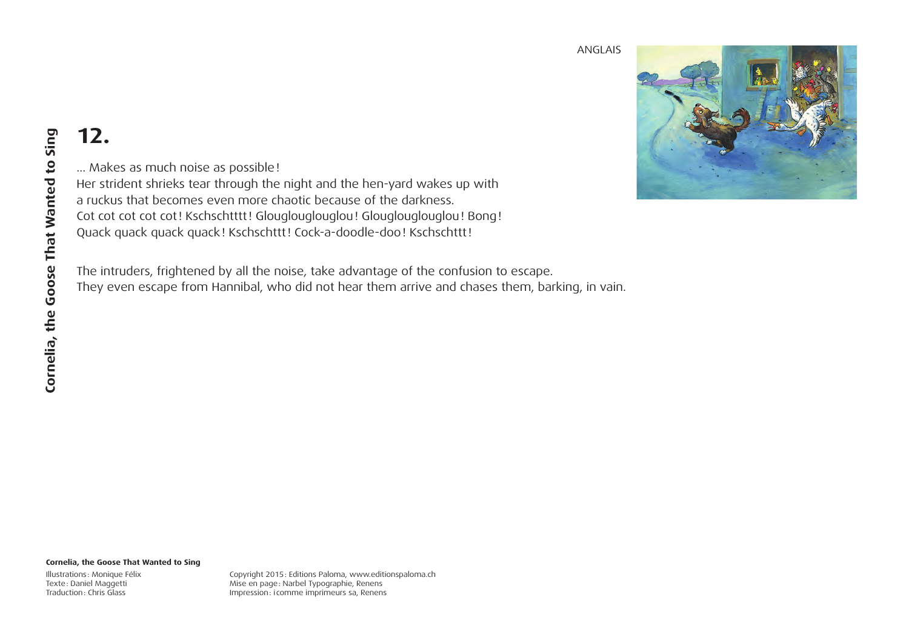## 12.

… Makes as much noise as possible !
Her strident shrieks tear through the night and the hen-yard wakes up with a ruckus that becomes even more chaotic because of the darkness.
Cot cot cot cot cot ! Kschschtttt ! Glouglouglouglou ! Glouglouglouglou ! Bong !
Quack quack quack quack ! Kschschttt ! Cock-a-doodle-doo ! Kschschttt !

The intruders, frightened by all the noise, take advantage of the confusion to escape.
They even escape from Hannibal, who did not hear them arrive and chases them, barking, in vain.

**Cornelia, the Goose That Wanted to Sing**

Illustrations : Monique Félix
Texte : Daniel Maggetti
Traduction : Chris Glass

Copyright 2015 : Editions Paloma, www.editionspaloma.ch
Mise en page : Narbel Typographie, Renens
Impression : icomme imprimeurs sa, Renens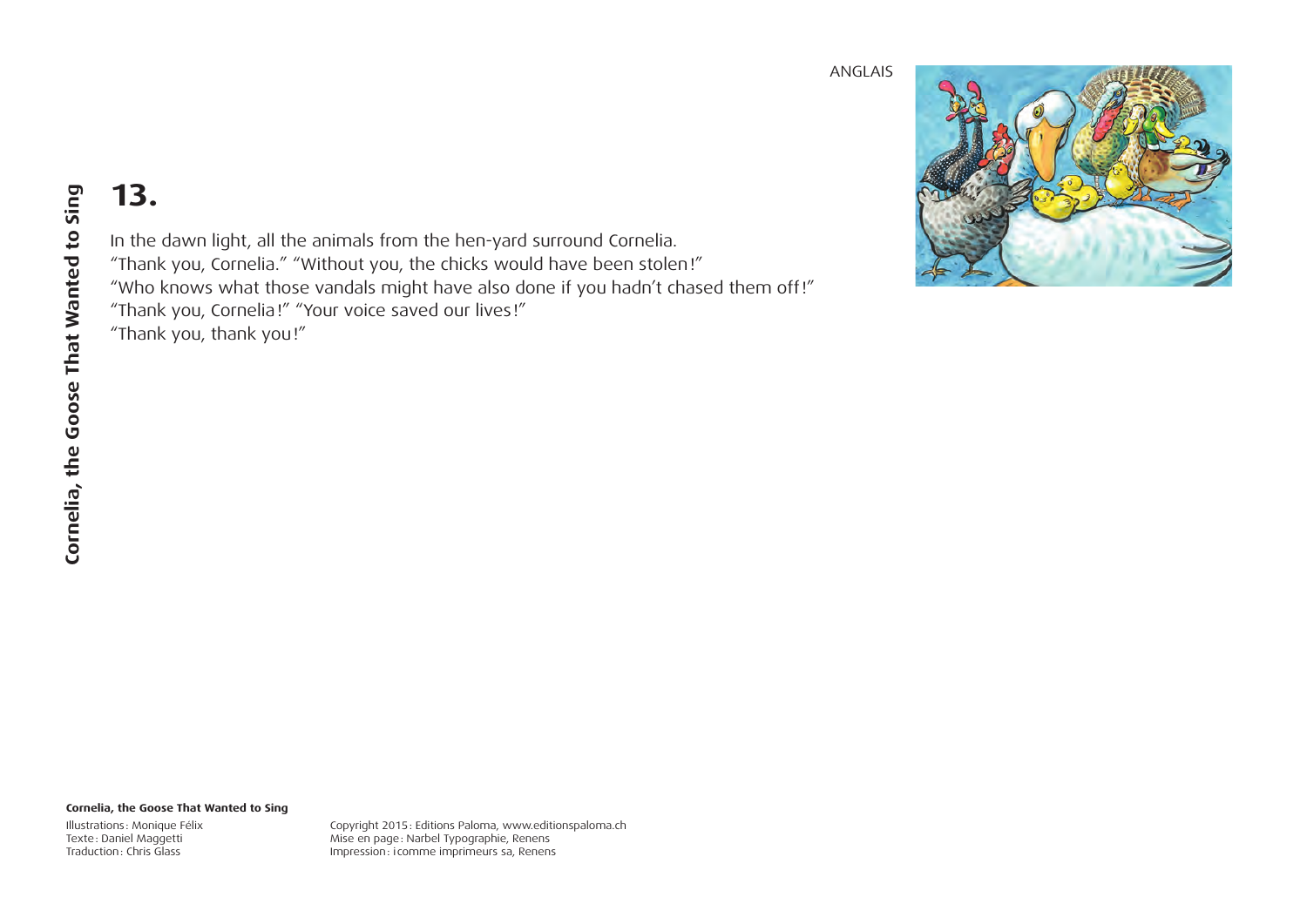## 13.

In the dawn light, all the animals from the hen-yard surround Cornelia.
"Thank you, Cornelia." "Without you, the chicks would have been stolen!"
"Who knows what those vandals might have also done if you hadn't chased them off!"
"Thank you, Cornelia!" "Your voice saved our lives!"
"Thank you, thank you!"

**Cornelia, the Goose That Wanted to Sing**

Illustrations: Monique Félix
Texte: Daniel Maggetti
Traduction: Chris Glass

Copyright 2015: Editions Paloma, www.editionspaloma.ch
Mise en page: Narbel Typographie, Renens
Impression: icomme imprimeurs sa, Renens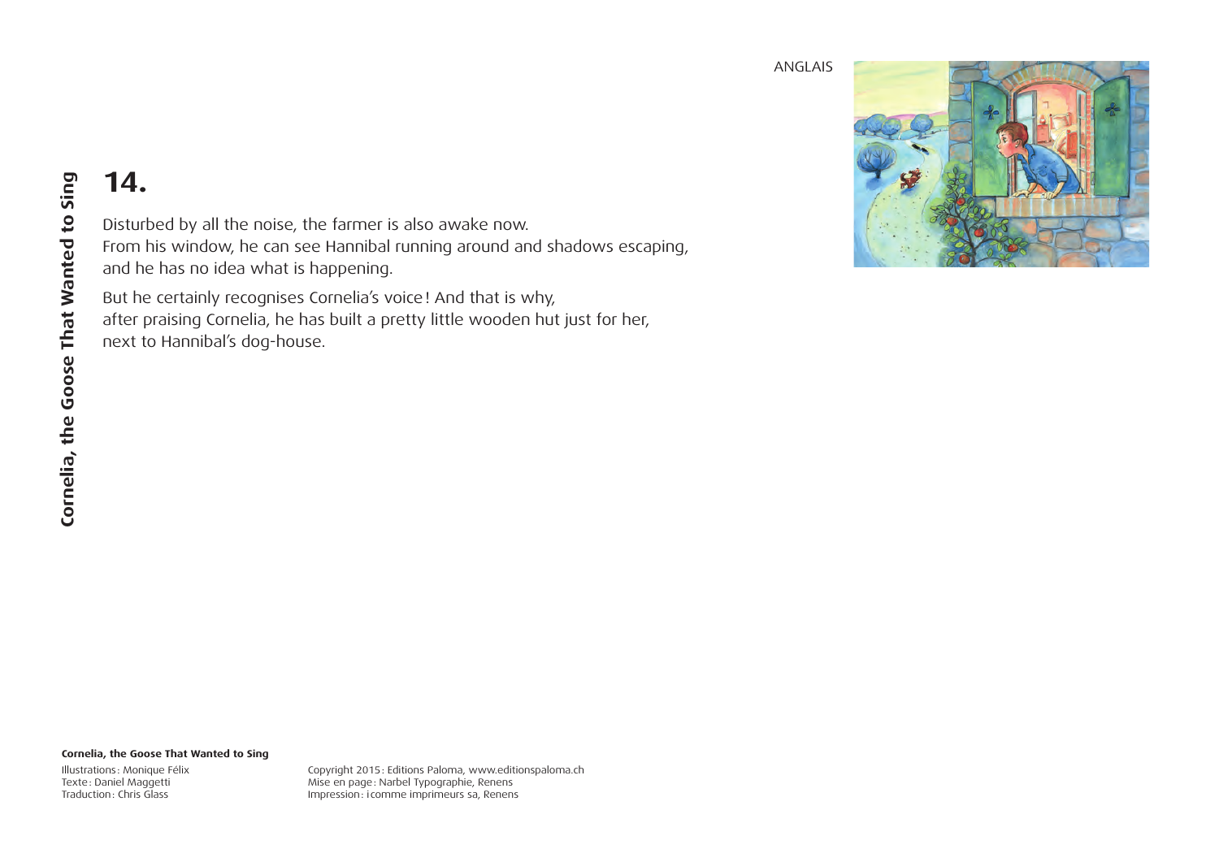# 14.

Disturbed by all the noise, the farmer is also awake now.
From his window, he can see Hannibal running around and shadows escaping, and he has no idea what is happening.

But he certainly recognises Cornelia's voice! And that is why, after praising Cornelia, he has built a pretty little wooden hut just for her, next to Hannibal's dog-house.

**Cornelia, the Goose That Wanted to Sing**

Illustrations: Monique Félix
Texte: Daniel Maggetti
Traduction: Chris Glass

Copyright 2015: Editions Paloma, www.editionspaloma.ch
Mise en page: Narbel Typographie, Renens
Impression: icomme imprimeurs sa, Renens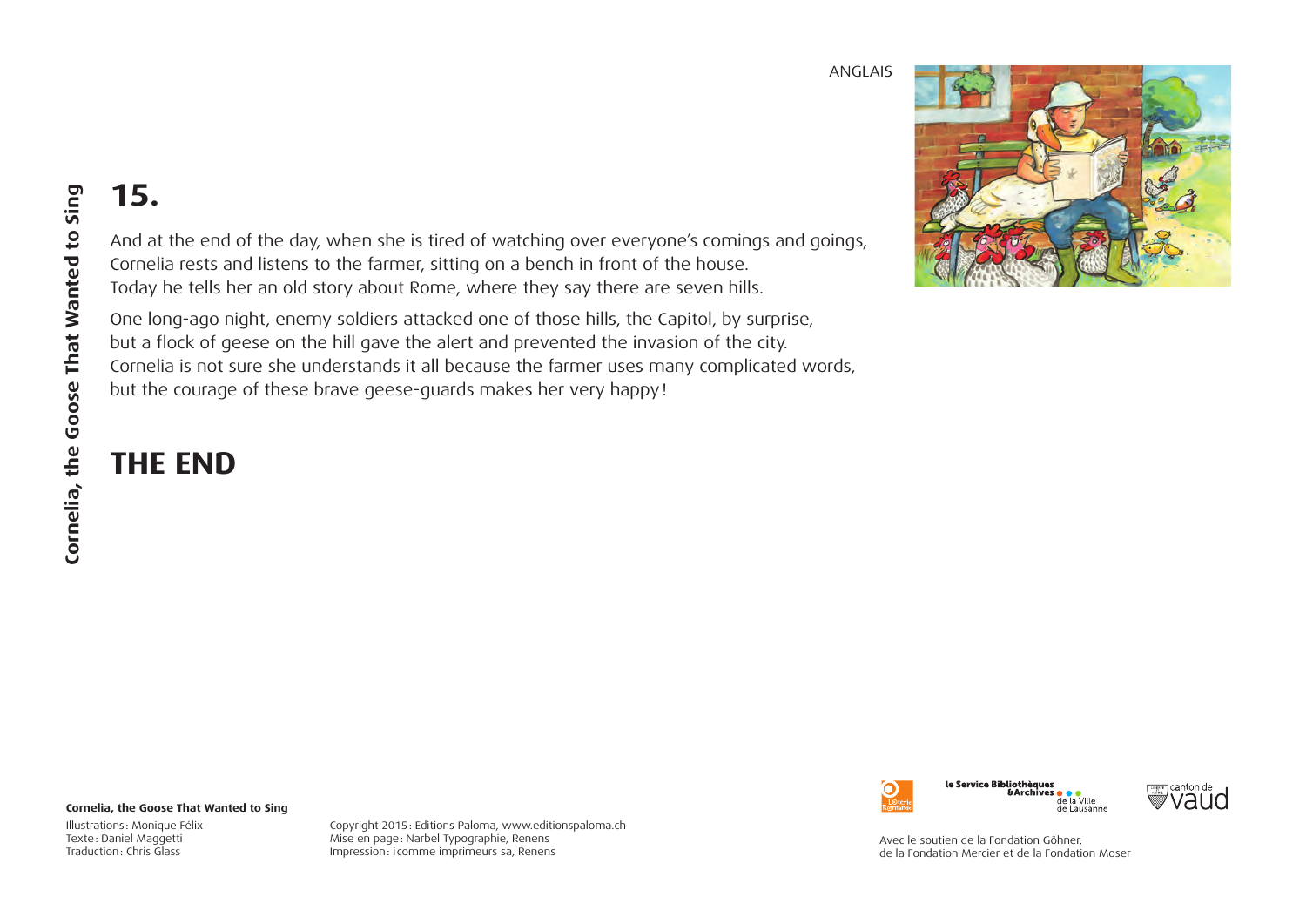ANGLAIS

# 15.

And at the end of the day, when she is tired of watching over everyone's comings and goings, Cornelia rests and listens to the farmer, sitting on a bench in front of the house. Today he tells her an old story about Rome, where they say there are seven hills.

One long-ago night, enemy soldiers attacked one of those hills, the Capitol, by surprise, but a flock of geese on the hill gave the alert and prevented the invasion of the city. Cornelia is not sure she understands it all because the farmer uses many complicated words, but the courage of these brave geese-guards makes her very happy!

# THE END

**Cornelia, the Goose That Wanted to Sing**

Illustrations: Monique Félix
Texte: Daniel Maggetti
Traduction: Chris Glass

Copyright 2015: Editions Paloma, www.editionspaloma.ch
Mise en page: Narbel Typographie, Renens
Impression: icomme imprimeurs sa, Renens

le Service Bibliothèques &Archives de la Ville de Lausanne

canton de vaud

Avec le soutien de la Fondation Göhner, de la Fondation Mercier et de la Fondation Moser